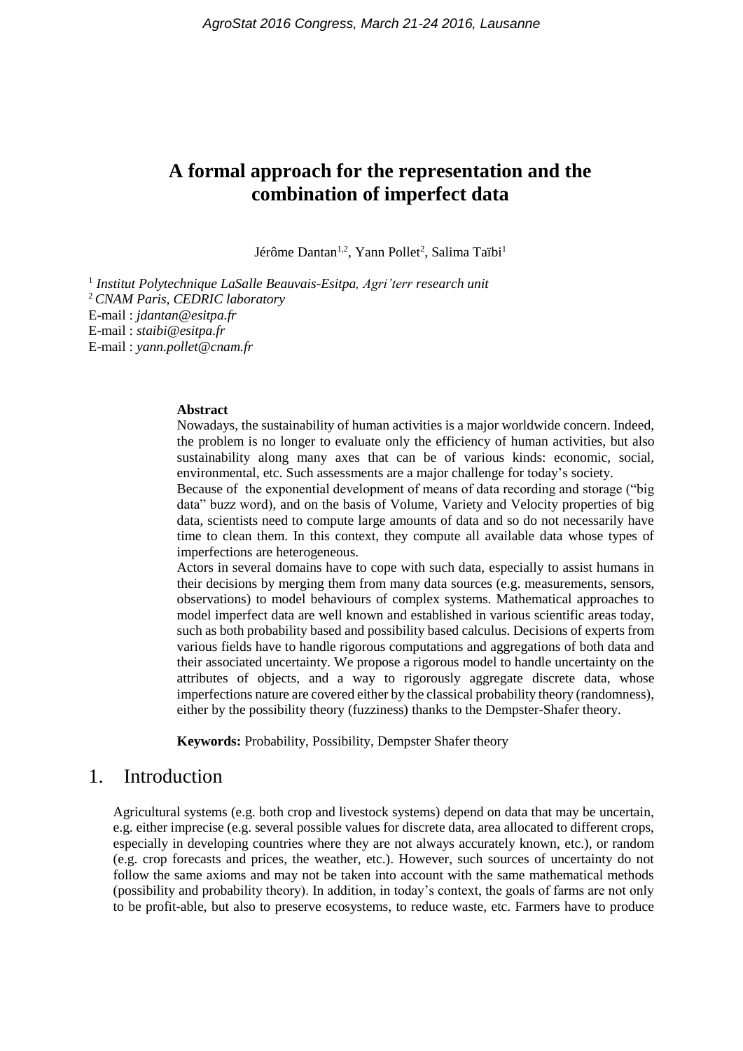# A formal approach for the representation and the combination of imperfect data

Jérôme Dantan[1,2], Yann Pollet[2], Salima Taïbi[1]

[1] *Institut Polytechnique LaSalle Beauvais-Esitpa, Agri'terr research unit*
[2] *CNAM Paris, CEDRIC laboratory*
E-mail : *jdantan@esitpa.fr*
E-mail : *staibi@esitpa.fr*
E-mail : *yann.pollet@cnam.fr*

**Abstract**

Nowadays, the sustainability of human activities is a major worldwide concern. Indeed, the problem is no longer to evaluate only the efficiency of human activities, but also sustainability along many axes that can be of various kinds: economic, social, environmental, etc. Such assessments are a major challenge for today's society.

Because of the exponential development of means of data recording and storage ("big data" buzz word), and on the basis of Volume, Variety and Velocity properties of big data, scientists need to compute large amounts of data and so do not necessarily have time to clean them. In this context, they compute all available data whose types of imperfections are heterogeneous.

Actors in several domains have to cope with such data, especially to assist humans in their decisions by merging them from many data sources (e.g. measurements, sensors, observations) to model behaviours of complex systems. Mathematical approaches to model imperfect data are well known and established in various scientific areas today, such as both probability based and possibility based calculus. Decisions of experts from various fields have to handle rigorous computations and aggregations of both data and their associated uncertainty. We propose a rigorous model to handle uncertainty on the attributes of objects, and a way to rigorously aggregate discrete data, whose imperfections nature are covered either by the classical probability theory (randomness), either by the possibility theory (fuzziness) thanks to the Dempster-Shafer theory.

**Keywords:** Probability, Possibility, Dempster Shafer theory

## 1. Introduction

Agricultural systems (e.g. both crop and livestock systems) depend on data that may be uncertain, e.g. either imprecise (e.g. several possible values for discrete data, area allocated to different crops, especially in developing countries where they are not always accurately known, etc.), or random (e.g. crop forecasts and prices, the weather, etc.). However, such sources of uncertainty do not follow the same axioms and may not be taken into account with the same mathematical methods (possibility and probability theory). In addition, in today's context, the goals of farms are not only to be profit-able, but also to preserve ecosystems, to reduce waste, etc. Farmers have to produce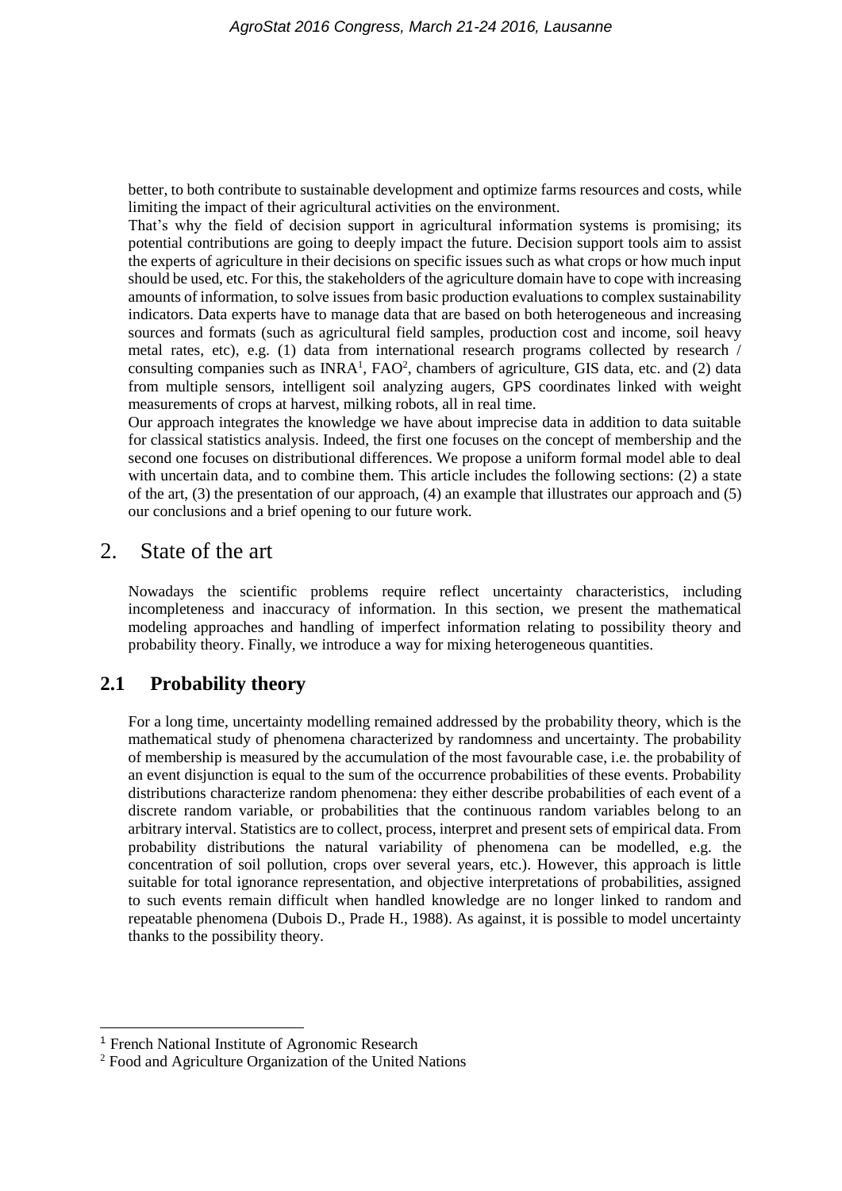better, to both contribute to sustainable development and optimize farms resources and costs, while limiting the impact of their agricultural activities on the environment.

That's why the field of decision support in agricultural information systems is promising; its potential contributions are going to deeply impact the future. Decision support tools aim to assist the experts of agriculture in their decisions on specific issues such as what crops or how much input should be used, etc. For this, the stakeholders of the agriculture domain have to cope with increasing amounts of information, to solve issues from basic production evaluations to complex sustainability indicators. Data experts have to manage data that are based on both heterogeneous and increasing sources and formats (such as agricultural field samples, production cost and income, soil heavy metal rates, etc), e.g. (1) data from international research programs collected by research / consulting companies such as INRA[1], FAO[2], chambers of agriculture, GIS data, etc. and (2) data from multiple sensors, intelligent soil analyzing augers, GPS coordinates linked with weight measurements of crops at harvest, milking robots, all in real time.

Our approach integrates the knowledge we have about imprecise data in addition to data suitable for classical statistics analysis. Indeed, the first one focuses on the concept of membership and the second one focuses on distributional differences. We propose a uniform formal model able to deal with uncertain data, and to combine them. This article includes the following sections: (2) a state of the art, (3) the presentation of our approach, (4) an example that illustrates our approach and (5) our conclusions and a brief opening to our future work.

# 2. State of the art

Nowadays the scientific problems require reflect uncertainty characteristics, including incompleteness and inaccuracy of information. In this section, we present the mathematical modeling approaches and handling of imperfect information relating to possibility theory and probability theory. Finally, we introduce a way for mixing heterogeneous quantities.

## 2.1 Probability theory

For a long time, uncertainty modelling remained addressed by the probability theory, which is the mathematical study of phenomena characterized by randomness and uncertainty. The probability of membership is measured by the accumulation of the most favourable case, i.e. the probability of an event disjunction is equal to the sum of the occurrence probabilities of these events. Probability distributions characterize random phenomena: they either describe probabilities of each event of a discrete random variable, or probabilities that the continuous random variables belong to an arbitrary interval. Statistics are to collect, process, interpret and present sets of empirical data. From probability distributions the natural variability of phenomena can be modelled, e.g. the concentration of soil pollution, crops over several years, etc.). However, this approach is little suitable for total ignorance representation, and objective interpretations of probabilities, assigned to such events remain difficult when handled knowledge are no longer linked to random and repeatable phenomena (Dubois D., Prade H., 1988). As against, it is possible to model uncertainty thanks to the possibility theory.

[1] French National Institute of Agronomic Research

[2] Food and Agriculture Organization of the United Nations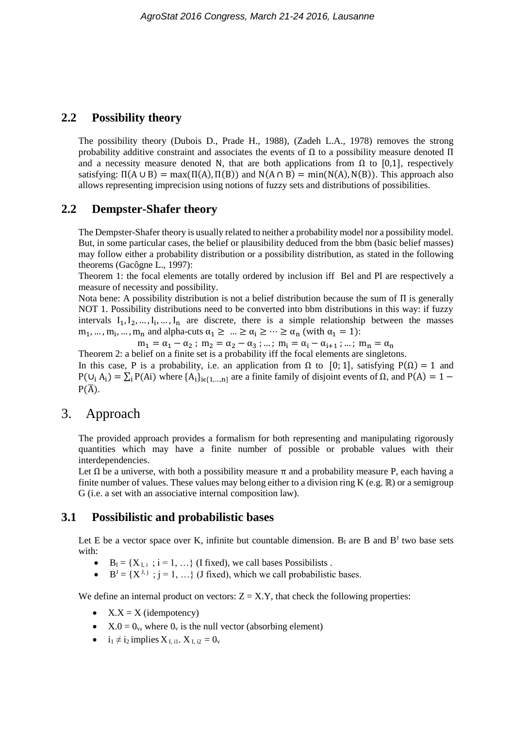## 2.2 Possibility theory

The possibility theory (Dubois D., Prade H., 1988), (Zadeh L.A., 1978) removes the strong probability additive constraint and associates the events of $\Omega$ to a possibility measure denoted $\Pi$ and a necessity measure denoted N, that are both applications from $\Omega$ to $[0,1]$, respectively satisfying: $\Pi(A \cup B) = \max(\Pi(A), \Pi(B))$ and $N(A \cap B) = \min(N(A), N(B))$. This approach also allows representing imprecision using notions of fuzzy sets and distributions of possibilities.

## 2.2 Dempster-Shafer theory

The Dempster-Shafer theory is usually related to neither a probability model nor a possibility model. But, in some particular cases, the belief or plausibility deduced from the bbm (basic belief masses) may follow either a probability distribution or a possibility distribution, as stated in the following theorems (Gacôgne L., 1997):

Theorem 1: the focal elements are totally ordered by inclusion iff Bel and Pl are respectively a measure of necessity and possibility.

Nota bene: A possibility distribution is not a belief distribution because the sum of $\Pi$ is generally NOT 1. Possibility distributions need to be converted into bbm distributions in this way: if fuzzy intervals $I_1, I_2, \ldots, I_i, \ldots, I_n$ are discrete, there is a simple relationship between the masses $m_1, \ldots, m_i, \ldots, m_n$ and alpha-cuts $\alpha_1 \geq \ldots \geq \alpha_i \geq \cdots \geq \alpha_n$ (with $\alpha_1 = 1$):

$$m_1 = \alpha_1 - \alpha_2 \; ; \; m_2 = \alpha_2 - \alpha_3 \; ; \ldots ; \; m_i = \alpha_i - \alpha_{i+1} \; ; \ldots ; \; m_n = \alpha_n$$

Theorem 2: a belief on a finite set is a probability iff the focal elements are singletons.

In this case, P is a probability, i.e. an application from $\Omega$ to $[0;1]$, satisfying $P(\Omega) = 1$ and $P(\cup_i A_i) = \sum_i P(Ai)$ where $\{A_i\}_{i \in \{1,\ldots,n\}}$ are a finite family of disjoint events of $\Omega$, and $P(A) = 1 - P(\overline{A})$.

# 3. Approach

The provided approach provides a formalism for both representing and manipulating rigorously quantities which may have a finite number of possible or probable values with their interdependencies.

Let $\Omega$ be a universe, with both a possibility measure $\pi$ and a probability measure P, each having a finite number of values. These values may belong either to a division ring K (e.g. $\mathbb{R}$) or a semigroup G (i.e. a set with an associative internal composition law).

## 3.1 Possibilistic and probabilistic bases

Let E be a vector space over K, infinite but countable dimension. $B_I$ are B and $B^J$ two base sets with:

- $B_I = \{X_{I,\,i} \; ; i = 1, \ldots\}$ (I fixed), we call bases Possibilists .
- $B^J = \{X^{J,\,j} \; ; j = 1, \ldots\}$ (J fixed), which we call probabilistic bases.

We define an internal product on vectors: $Z = X.Y$, that check the following properties:

- $X.X = X$ (idempotency)
- $X.0 = 0_v$, where $0_v$ is the null vector (absorbing element)
- $i_1 \neq i_2$ implies $X_{I,\,i1}.\, X_{I,\,i2} = 0_v$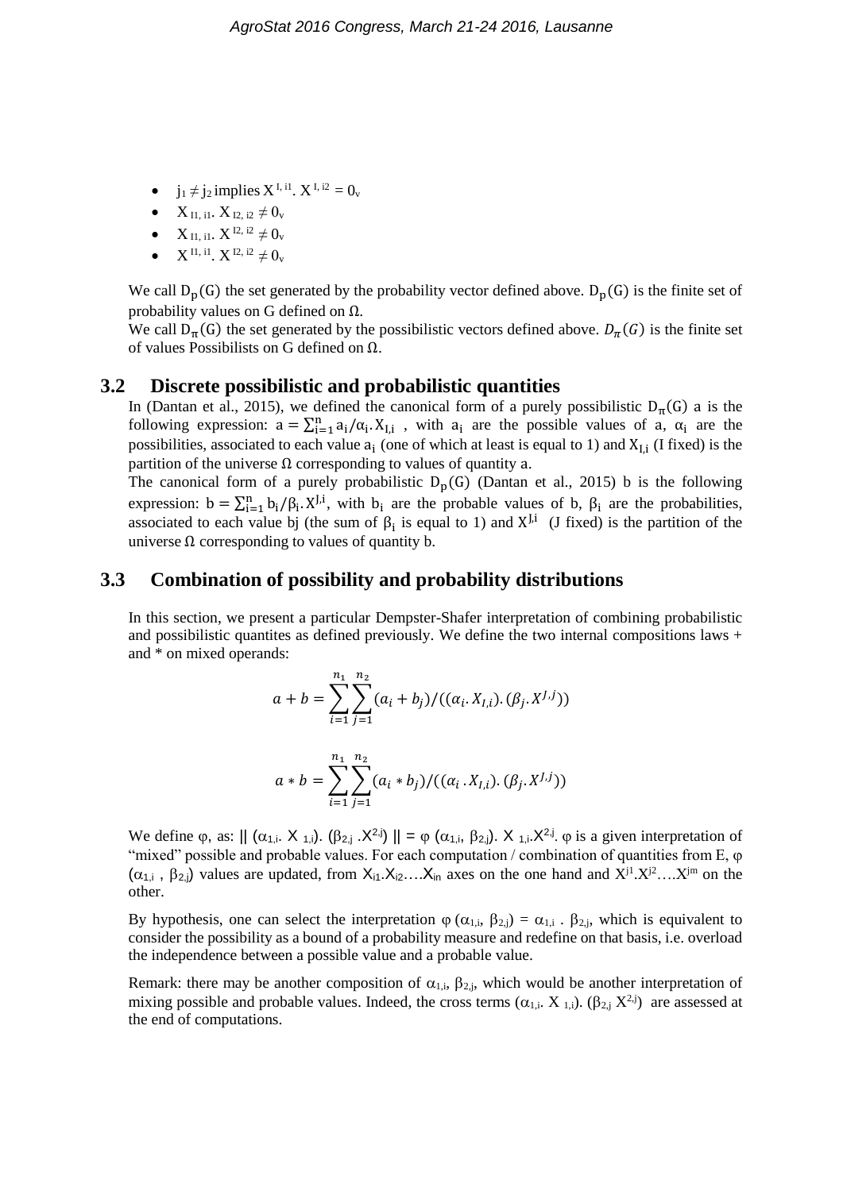- $j_1 \neq j_2$ implies $X^{I,\,i1}.\ X^{I,\,i2} = 0_v$
- $X_{I1,\,i1}.\ X_{I2,\,i2} \neq 0_v$
- $X_{I1,\,i1}.\ X^{I2,\,i2} \neq 0_v$
- $X^{I1,\,i1}.\ X^{I2,\,i2} \neq 0_v$

We call $D_p(G)$ the set generated by the probability vector defined above. $D_p(G)$ is the finite set of probability values on G defined on $\Omega$.
We call $D_\pi(G)$ the set generated by the possibilistic vectors defined above. $D_\pi(G)$ is the finite set of values Possibilists on G defined on $\Omega$.

## 3.2 Discrete possibilistic and probabilistic quantities

In (Dantan et al., 2015), we defined the canonical form of a purely possibilistic $D_\pi(G)$ a is the following expression: $a = \sum_{i=1}^{n} a_i/\alpha_i.X_{I,i}$ , with $a_i$ are the possible values of a, $\alpha_i$ are the possibilities, associated to each value $a_i$ (one of which at least is equal to 1) and $X_{I,i}$ (I fixed) is the partition of the universe $\Omega$ corresponding to values of quantity a.
The canonical form of a purely probabilistic $D_p(G)$ (Dantan et al., 2015) b is the following expression: $b = \sum_{i=1}^{n} b_i/\beta_i.X^{J,i}$, with $b_i$ are the probable values of b, $\beta_i$ are the probabilities, associated to each value bj (the sum of $\beta_i$ is equal to 1) and $X^{J,i}$ (J fixed) is the partition of the universe $\Omega$ corresponding to values of quantity b.

## 3.3 Combination of possibility and probability distributions

In this section, we present a particular Dempster-Shafer interpretation of combining probabilistic and possibilistic quantites as defined previously. We define the two internal compositions laws + and * on mixed operands:

$$a + b = \sum_{i=1}^{n_1}\sum_{j=1}^{n_2}(a_i + b_j)/((\alpha_i.X_{I,i}).(\beta_j.X^{J,j}))$$

$$a * b = \sum_{i=1}^{n_1}\sum_{j=1}^{n_2}(a_i * b_j)/((\alpha_i\,.X_{I,i}).(\beta_j.X^{J,j}))$$

We define $\varphi$, as: $\|\ (\alpha_{1,i}.\ X_{1,i}).\ (\beta_{2,j}\ .X^{2,j})\ \| = \varphi\ (\alpha_{1,i},\ \beta_{2,j}).\ X_{1,i}.X^{2,j}$. $\varphi$ is a given interpretation of "mixed" possible and probable values. For each computation / combination of quantities from E, $\varphi$ $(\alpha_{1,i}\ ,\ \beta_{2,j})$ values are updated, from $X_{i1}.X_{i2}\ldots.X_{in}$ axes on the one hand and $X^{j1}.X^{j2}\ldots.X^{jm}$ on the other.

By hypothesis, one can select the interpretation $\varphi\ (\alpha_{1,i},\ \beta_{2,j}) = \alpha_{1,i}\ .\ \beta_{2,j}$, which is equivalent to consider the possibility as a bound of a probability measure and redefine on that basis, i.e. overload the independence between a possible value and a probable value.

Remark: there may be another composition of $\alpha_{1,i}$, $\beta_{2,j}$, which would be another interpretation of mixing possible and probable values. Indeed, the cross terms $(\alpha_{1,i}.\ X_{1,i}).\ (\beta_{2,j}\ X^{2,j})$ are assessed at the end of computations.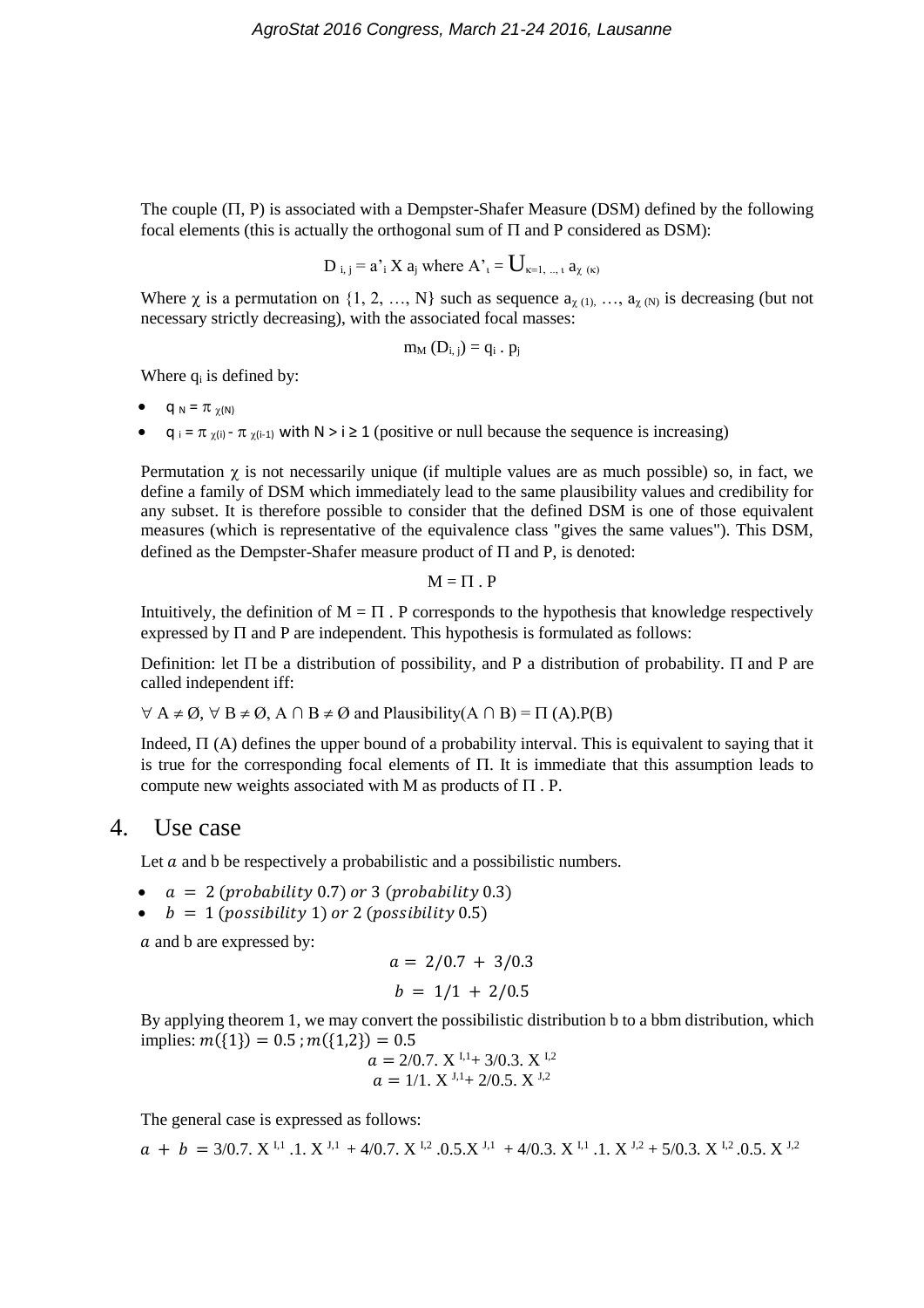The couple (Π, P) is associated with a Dempster-Shafer Measure (DSM) defined by the following focal elements (this is actually the orthogonal sum of Π and P considered as DSM):

$$D_{i,j} = a'_i \text{ X } a_j \text{ where } A'_\iota = \bigcup_{\kappa=1,\ldots,\iota} a_{\chi(\kappa)}$$

Where χ is a permutation on {1, 2, …, N} such as sequence $a_{\chi(1)}, \ldots, a_{\chi(N)}$ is decreasing (but not necessary strictly decreasing), with the associated focal masses:

$$m_M(D_{i,j}) = q_i \,.\, p_j$$

Where $q_i$ is defined by:

- $q_N = \pi_{\chi(N)}$
- $q_i = \pi_{\chi(i)} - \pi_{\chi(i-1)}$ with $N > i \geq 1$ (positive or null because the sequence is increasing)

Permutation χ is not necessarily unique (if multiple values are as much possible) so, in fact, we define a family of DSM which immediately lead to the same plausibility values and credibility for any subset. It is therefore possible to consider that the defined DSM is one of those equivalent measures (which is representative of the equivalence class "gives the same values"). This DSM, defined as the Dempster-Shafer measure product of Π and P, is denoted:

$$M = \Pi \,.\, P$$

Intuitively, the definition of M = Π . P corresponds to the hypothesis that knowledge respectively expressed by Π and P are independent. This hypothesis is formulated as follows:

Definition: let Π be a distribution of possibility, and P a distribution of probability. Π and P are called independent iff:

$\forall A \neq \emptyset, \forall B \neq \emptyset, A \cap B \neq \emptyset$ and $\text{Plausibility}(A \cap B) = \Pi(A).P(B)$

Indeed, Π (A) defines the upper bound of a probability interval. This is equivalent to saying that it is true for the corresponding focal elements of Π. It is immediate that this assumption leads to compute new weights associated with M as products of Π . P.

# 4. Use case

Let $a$ and b be respectively a probabilistic and a possibilistic numbers.

- $a = 2\ (probability\ 0.7)\ or\ 3\ (probability\ 0.3)$
- $b = 1\ (possibility\ 1)\ or\ 2\ (possibility\ 0.5)$

$a$ and b are expressed by:

$$a = 2/0.7 + 3/0.3$$

$$b = 1/1 + 2/0.5$$

By applying theorem 1, we may convert the possibilistic distribution b to a bbm distribution, which implies: $m(\{1\}) = 0.5$ ; $m(\{1,2\}) = 0.5$

$$a = 2/0.7.\ X^{I,1} + 3/0.3.\ X^{I,2}$$

$$a = 1/1.\ X^{J,1} + 2/0.5.\ X^{J,2}$$

The general case is expressed as follows:

$$a + b = 3/0.7.\ X^{I,1}.1.\ X^{J,1} + 4/0.7.\ X^{I,2}.0.5.X^{J,1} + 4/0.3.\ X^{I,1}.1.\ X^{J,2} + 5/0.3.\ X^{I,2}.0.5.\ X^{J,2}$$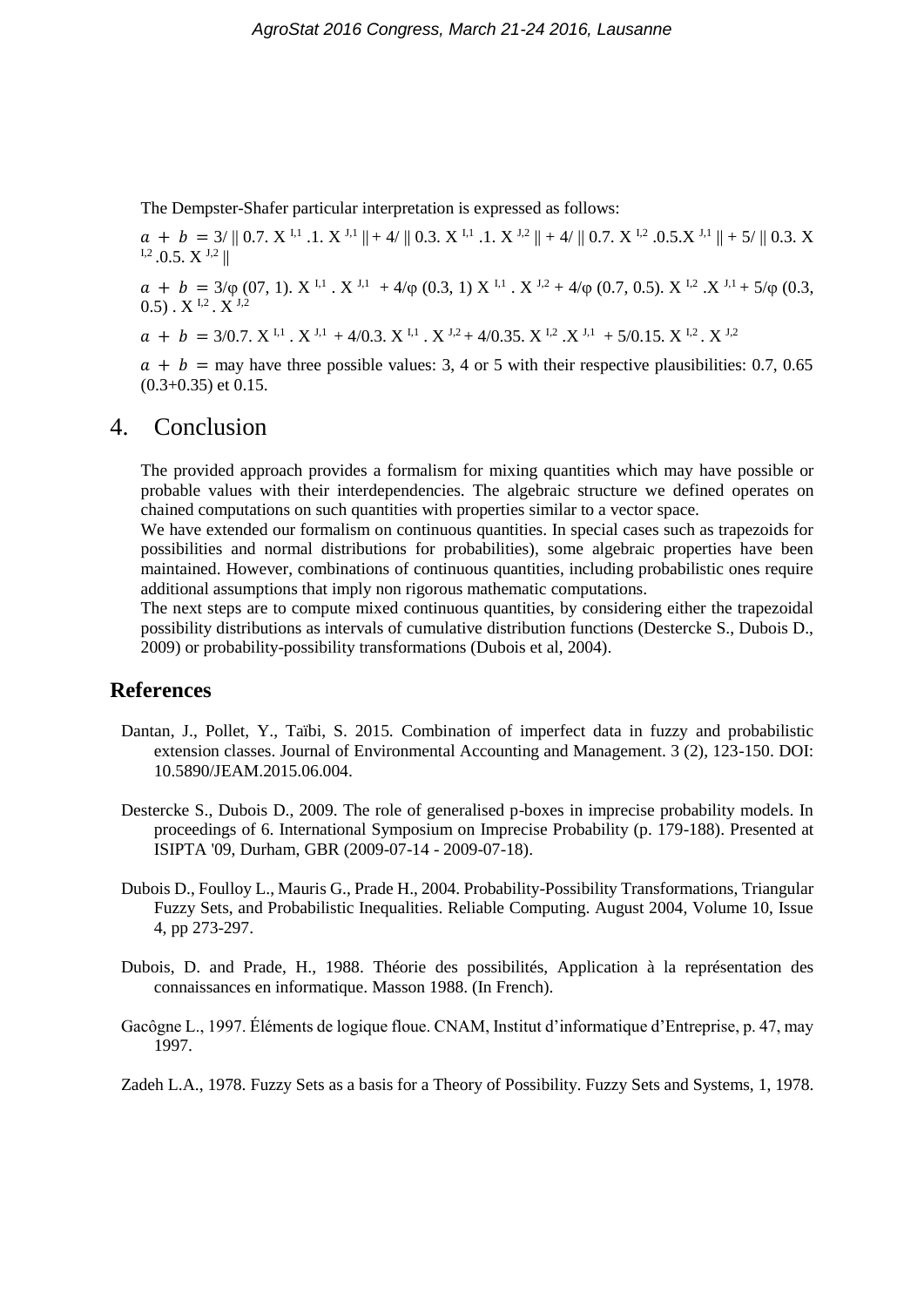The Dempster-Shafer particular interpretation is expressed as follows:

$a + b =$ 3/ || 0.7. $X^{I,1}$ .1. $X^{J,1}$ || + 4/ || 0.3. $X^{I,1}$ .1. $X^{J,2}$ || + 4/ || 0.7. $X^{I,2}$ .0.5.$X^{J,1}$ || + 5/ || 0.3. $X^{I,2}$ .0.5. $X^{J,2}$ ||

$a + b =$ 3/φ (07, 1). $X^{I,1}$ . $X^{J,1}$ + 4/φ (0.3, 1) $X^{I,1}$ . $X^{J,2}$ + 4/φ (0.7, 0.5). $X^{I,2}$ .$X^{J,1}$ + 5/φ (0.3, 0.5) . $X^{I,2}$ . $X^{J,2}$

$a + b =$ 3/0.7. $X^{I,1}$ . $X^{J,1}$ + 4/0.3. $X^{I,1}$ . $X^{J,2}$ + 4/0.35. $X^{I,2}$ .$X^{J,1}$ + 5/0.15. $X^{I,2}$ . $X^{J,2}$

$a + b =$ may have three possible values: 3, 4 or 5 with their respective plausibilities: 0.7, 0.65 (0.3+0.35) et 0.15.

# 4. Conclusion

The provided approach provides a formalism for mixing quantities which may have possible or probable values with their interdependencies. The algebraic structure we defined operates on chained computations on such quantities with properties similar to a vector space.
We have extended our formalism on continuous quantities. In special cases such as trapezoids for possibilities and normal distributions for probabilities), some algebraic properties have been maintained. However, combinations of continuous quantities, including probabilistic ones require additional assumptions that imply non rigorous mathematic computations.
The next steps are to compute mixed continuous quantities, by considering either the trapezoidal possibility distributions as intervals of cumulative distribution functions (Destercke S., Dubois D., 2009) or probability-possibility transformations (Dubois et al, 2004).

## References

Dantan, J., Pollet, Y., Taïbi, S. 2015. Combination of imperfect data in fuzzy and probabilistic extension classes. Journal of Environmental Accounting and Management. 3 (2), 123-150. DOI: 10.5890/JEAM.2015.06.004.

Destercke S., Dubois D., 2009. The role of generalised p-boxes in imprecise probability models. In proceedings of 6. International Symposium on Imprecise Probability (p. 179-188). Presented at ISIPTA '09, Durham, GBR (2009-07-14 - 2009-07-18).

Dubois D., Foulloy L., Mauris G., Prade H., 2004. Probability-Possibility Transformations, Triangular Fuzzy Sets, and Probabilistic Inequalities. Reliable Computing. August 2004, Volume 10, Issue 4, pp 273-297.

Dubois, D. and Prade, H., 1988. Théorie des possibilités, Application à la représentation des connaissances en informatique. Masson 1988. (In French).

Gacôgne L., 1997. Éléments de logique floue. CNAM, Institut d'informatique d'Entreprise, p. 47, may 1997.

Zadeh L.A., 1978. Fuzzy Sets as a basis for a Theory of Possibility. Fuzzy Sets and Systems, 1, 1978.